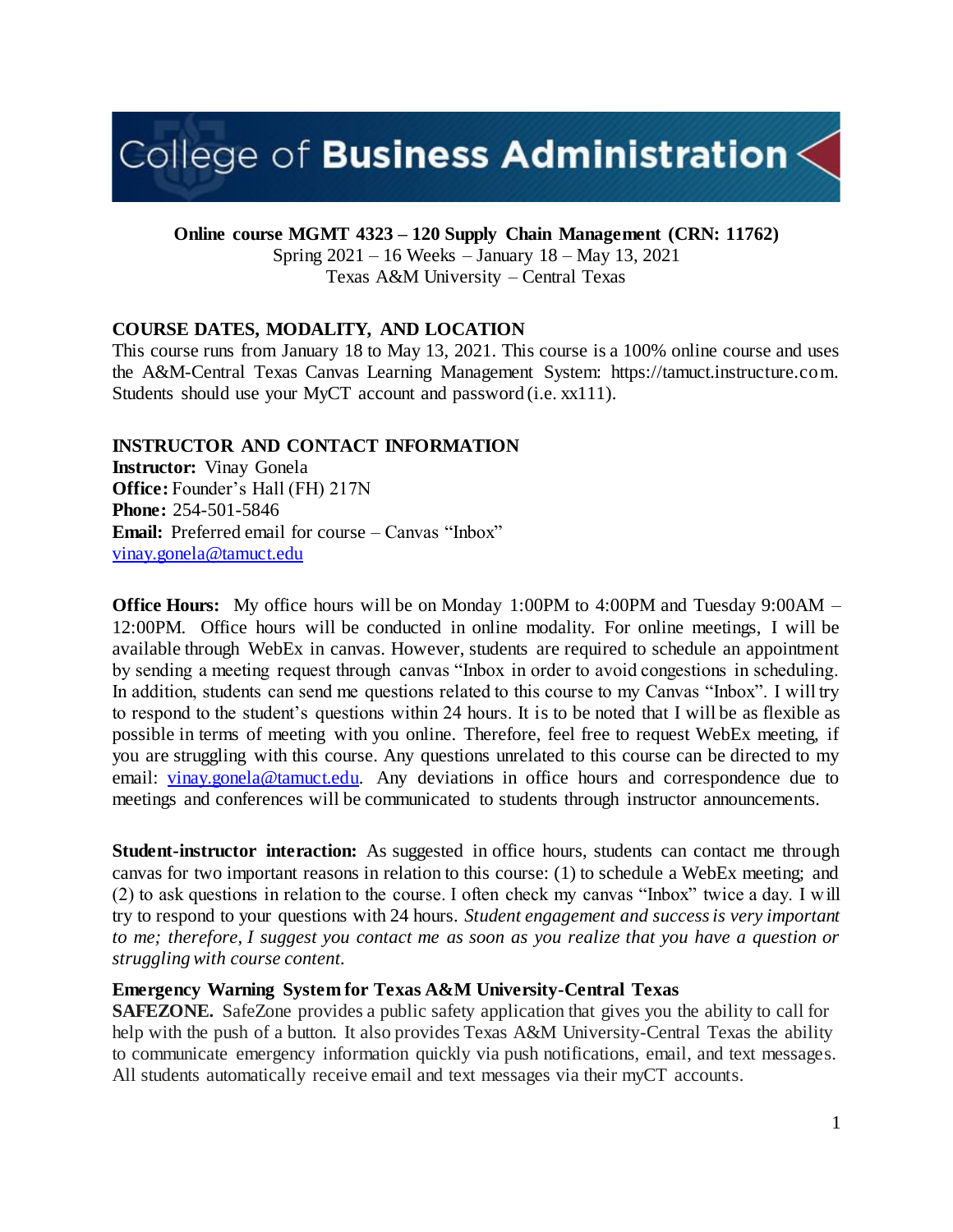College of **Business Administration**

**Online course MGMT 4323 – 120 Supply Chain Management (CRN: 11762)**
Spring 2021 – 16 Weeks – January 18 – May 13, 2021
Texas A&M University – Central Texas

## COURSE DATES, MODALITY, AND LOCATION

This course runs from January 18 to May 13, 2021. This course is a 100% online course and uses the A&M-Central Texas Canvas Learning Management System: https://tamuct.instructure.com. Students should use your MyCT account and password (i.e. xx111).

## INSTRUCTOR AND CONTACT INFORMATION

**Instructor:** Vinay Gonela
**Office:** Founder's Hall (FH) 217N
**Phone:** 254-501-5846
**Email:** Preferred email for course – Canvas "Inbox"
vinay.gonela@tamuct.edu

**Office Hours:** My office hours will be on Monday 1:00PM to 4:00PM and Tuesday 9:00AM – 12:00PM. Office hours will be conducted in online modality. For online meetings, I will be available through WebEx in canvas. However, students are required to schedule an appointment by sending a meeting request through canvas "Inbox in order to avoid congestions in scheduling. In addition, students can send me questions related to this course to my Canvas "Inbox". I will try to respond to the student's questions within 24 hours. It is to be noted that I will be as flexible as possible in terms of meeting with you online. Therefore, feel free to request WebEx meeting, if you are struggling with this course. Any questions unrelated to this course can be directed to my email: vinay.gonela@tamuct.edu. Any deviations in office hours and correspondence due to meetings and conferences will be communicated to students through instructor announcements.

**Student-instructor interaction:** As suggested in office hours, students can contact me through canvas for two important reasons in relation to this course: (1) to schedule a WebEx meeting; and (2) to ask questions in relation to the course. I often check my canvas "Inbox" twice a day. I will try to respond to your questions with 24 hours. *Student engagement and success is very important to me; therefore, I suggest you contact me as soon as you realize that you have a question or struggling with course content.*

**Emergency Warning System for Texas A&M University-Central Texas**

**SAFEZONE.** SafeZone provides a public safety application that gives you the ability to call for help with the push of a button. It also provides Texas A&M University-Central Texas the ability to communicate emergency information quickly via push notifications, email, and text messages. All students automatically receive email and text messages via their myCT accounts.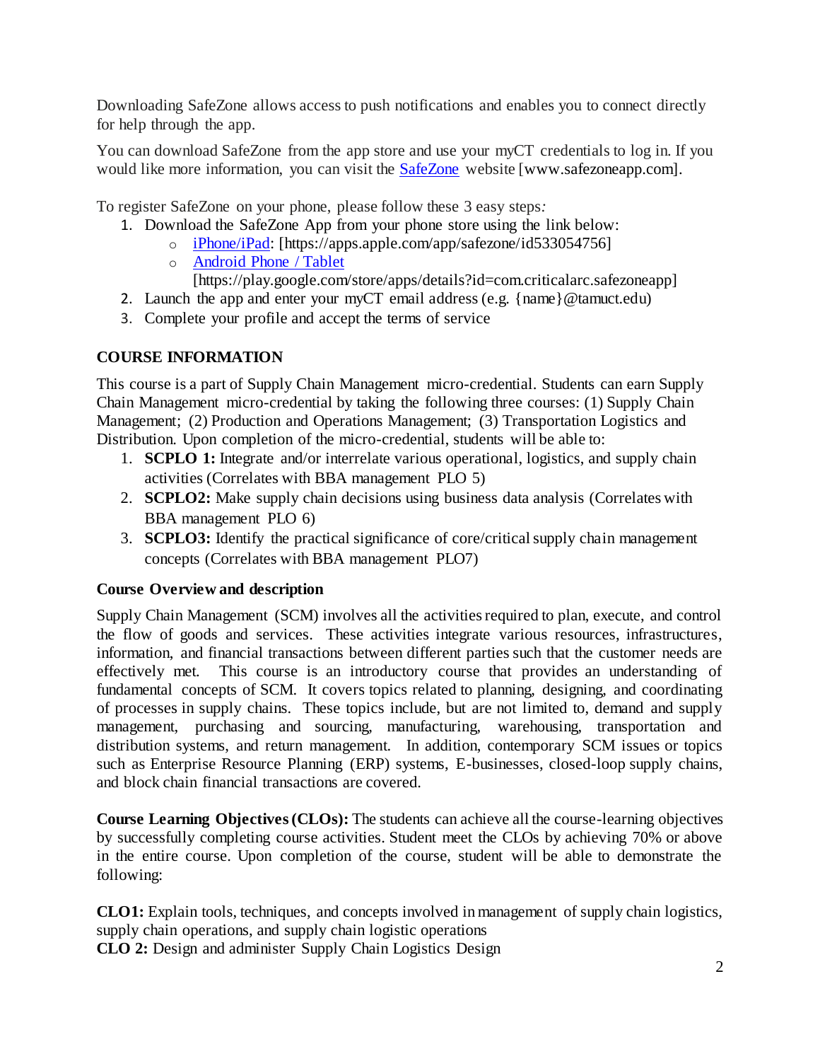Downloading SafeZone allows access to push notifications and enables you to connect directly for help through the app.

You can download SafeZone from the app store and use your myCT credentials to log in. If you would like more information, you can visit the [SafeZone](www.safezoneapp.com) website [www.safezoneapp.com].

To register SafeZone on your phone, please follow these 3 easy steps:

1. Download the SafeZone App from your phone store using the link below:
   - [iPhone/iPad](https://apps.apple.com/app/safezone/id533054756): [https://apps.apple.com/app/safezone/id533054756]
   - [Android Phone / Tablet](https://play.google.com/store/apps/details?id=com.criticalarc.safezoneapp) [https://play.google.com/store/apps/details?id=com.criticalarc.safezoneapp]
2. Launch the app and enter your myCT email address (e.g. {name}@tamuct.edu)
3. Complete your profile and accept the terms of service

## COURSE INFORMATION

This course is a part of Supply Chain Management micro-credential. Students can earn Supply Chain Management micro-credential by taking the following three courses: (1) Supply Chain Management; (2) Production and Operations Management; (3) Transportation Logistics and Distribution. Upon completion of the micro-credential, students will be able to:

1. **SCPLO 1:** Integrate and/or interrelate various operational, logistics, and supply chain activities (Correlates with BBA management PLO 5)
2. **SCPLO2:** Make supply chain decisions using business data analysis (Correlates with BBA management PLO 6)
3. **SCPLO3:** Identify the practical significance of core/critical supply chain management concepts (Correlates with BBA management PLO7)

### Course Overview and description

Supply Chain Management (SCM) involves all the activities required to plan, execute, and control the flow of goods and services. These activities integrate various resources, infrastructures, information, and financial transactions between different parties such that the customer needs are effectively met. This course is an introductory course that provides an understanding of fundamental concepts of SCM. It covers topics related to planning, designing, and coordinating of processes in supply chains. These topics include, but are not limited to, demand and supply management, purchasing and sourcing, manufacturing, warehousing, transportation and distribution systems, and return management. In addition, contemporary SCM issues or topics such as Enterprise Resource Planning (ERP) systems, E-businesses, closed-loop supply chains, and block chain financial transactions are covered.

**Course Learning Objectives (CLOs):** The students can achieve all the course-learning objectives by successfully completing course activities. Student meet the CLOs by achieving 70% or above in the entire course. Upon completion of the course, student will be able to demonstrate the following:

**CLO1:** Explain tools, techniques, and concepts involved in management of supply chain logistics, supply chain operations, and supply chain logistic operations  
**CLO 2:** Design and administer Supply Chain Logistics Design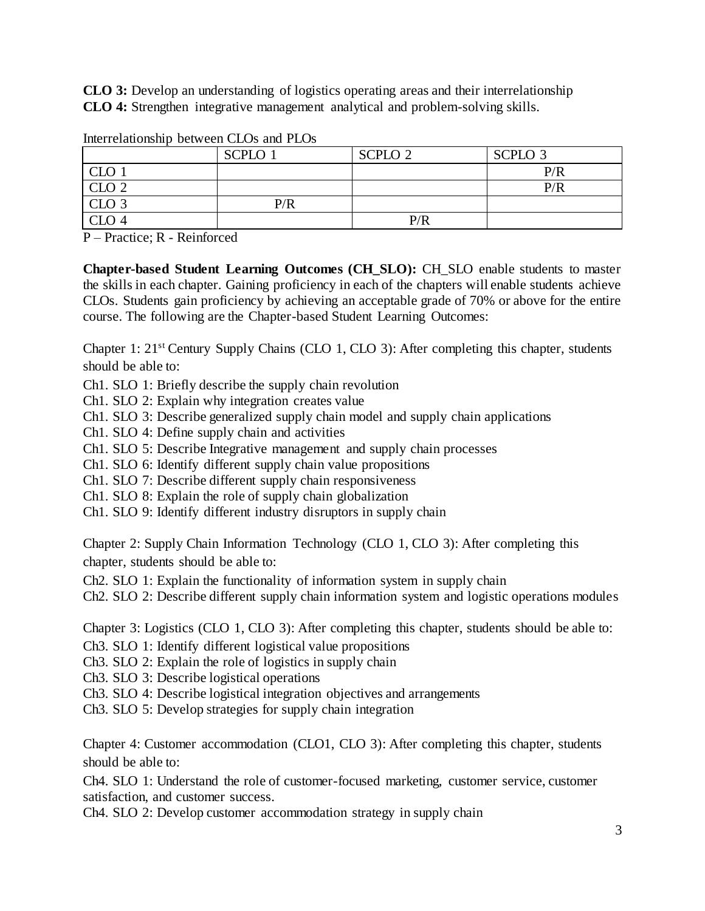**CLO 3:** Develop an understanding of logistics operating areas and their interrelationship
**CLO 4:** Strengthen integrative management analytical and problem-solving skills.

Interrelationship between CLOs and PLOs

| | SCPLO 1 | SCPLO 2 | SCPLO 3 |
|---|---|---|---|
| CLO 1 | | | P/R |
| CLO 2 | | | P/R |
| CLO 3 | P/R | | |
| CLO 4 | | P/R | |

P – Practice; R - Reinforced

**Chapter-based Student Learning Outcomes (CH_SLO):** CH_SLO enable students to master the skills in each chapter. Gaining proficiency in each of the chapters will enable students achieve CLOs. Students gain proficiency by achieving an acceptable grade of 70% or above for the entire course. The following are the Chapter-based Student Learning Outcomes:

Chapter 1: 21st Century Supply Chains (CLO 1, CLO 3): After completing this chapter, students should be able to:

Ch1. SLO 1: Briefly describe the supply chain revolution
Ch1. SLO 2: Explain why integration creates value
Ch1. SLO 3: Describe generalized supply chain model and supply chain applications
Ch1. SLO 4: Define supply chain and activities
Ch1. SLO 5: Describe Integrative management and supply chain processes
Ch1. SLO 6: Identify different supply chain value propositions
Ch1. SLO 7: Describe different supply chain responsiveness
Ch1. SLO 8: Explain the role of supply chain globalization
Ch1. SLO 9: Identify different industry disruptors in supply chain

Chapter 2: Supply Chain Information Technology (CLO 1, CLO 3): After completing this chapter, students should be able to:

Ch2. SLO 1: Explain the functionality of information system in supply chain
Ch2. SLO 2: Describe different supply chain information system and logistic operations modules

Chapter 3: Logistics (CLO 1, CLO 3): After completing this chapter, students should be able to:

Ch3. SLO 1: Identify different logistical value propositions
Ch3. SLO 2: Explain the role of logistics in supply chain
Ch3. SLO 3: Describe logistical operations
Ch3. SLO 4: Describe logistical integration objectives and arrangements
Ch3. SLO 5: Develop strategies for supply chain integration

Chapter 4: Customer accommodation (CLO1, CLO 3): After completing this chapter, students should be able to:

Ch4. SLO 1: Understand the role of customer-focused marketing, customer service, customer satisfaction, and customer success.
Ch4. SLO 2: Develop customer accommodation strategy in supply chain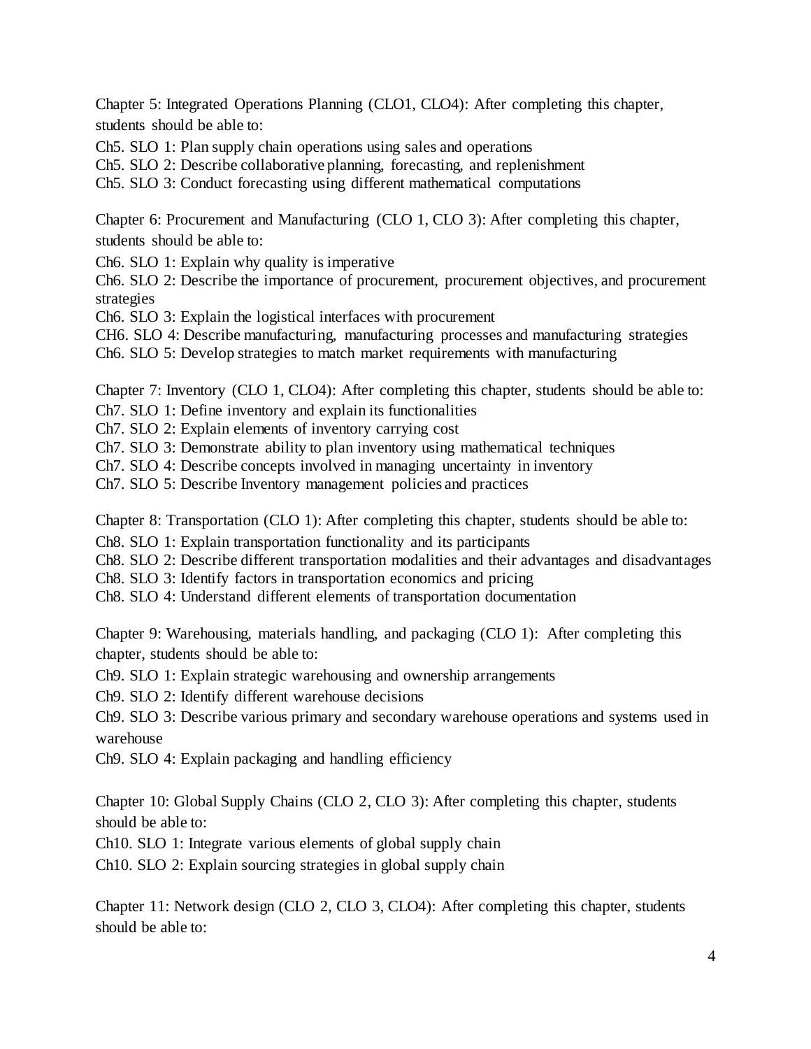Chapter 5: Integrated Operations Planning (CLO1, CLO4): After completing this chapter, students should be able to:

Ch5. SLO 1: Plan supply chain operations using sales and operations

Ch5. SLO 2: Describe collaborative planning, forecasting, and replenishment

Ch5. SLO 3: Conduct forecasting using different mathematical computations

Chapter 6: Procurement and Manufacturing (CLO 1, CLO 3): After completing this chapter, students should be able to:

Ch6. SLO 1: Explain why quality is imperative

Ch6. SLO 2: Describe the importance of procurement, procurement objectives, and procurement strategies

Ch6. SLO 3: Explain the logistical interfaces with procurement

CH6. SLO 4: Describe manufacturing, manufacturing processes and manufacturing strategies

Ch6. SLO 5: Develop strategies to match market requirements with manufacturing

Chapter 7: Inventory (CLO 1, CLO4): After completing this chapter, students should be able to:

Ch7. SLO 1: Define inventory and explain its functionalities

Ch7. SLO 2: Explain elements of inventory carrying cost

Ch7. SLO 3: Demonstrate ability to plan inventory using mathematical techniques

Ch7. SLO 4: Describe concepts involved in managing uncertainty in inventory

Ch7. SLO 5: Describe Inventory management policies and practices

Chapter 8: Transportation (CLO 1): After completing this chapter, students should be able to:

Ch8. SLO 1: Explain transportation functionality and its participants

Ch8. SLO 2: Describe different transportation modalities and their advantages and disadvantages

Ch8. SLO 3: Identify factors in transportation economics and pricing

Ch8. SLO 4: Understand different elements of transportation documentation

Chapter 9: Warehousing, materials handling, and packaging (CLO 1): After completing this chapter, students should be able to:

Ch9. SLO 1: Explain strategic warehousing and ownership arrangements

Ch9. SLO 2: Identify different warehouse decisions

Ch9. SLO 3: Describe various primary and secondary warehouse operations and systems used in warehouse

Ch9. SLO 4: Explain packaging and handling efficiency

Chapter 10: Global Supply Chains (CLO 2, CLO 3): After completing this chapter, students should be able to:

Ch10. SLO 1: Integrate various elements of global supply chain

Ch10. SLO 2: Explain sourcing strategies in global supply chain

Chapter 11: Network design (CLO 2, CLO 3, CLO4): After completing this chapter, students should be able to: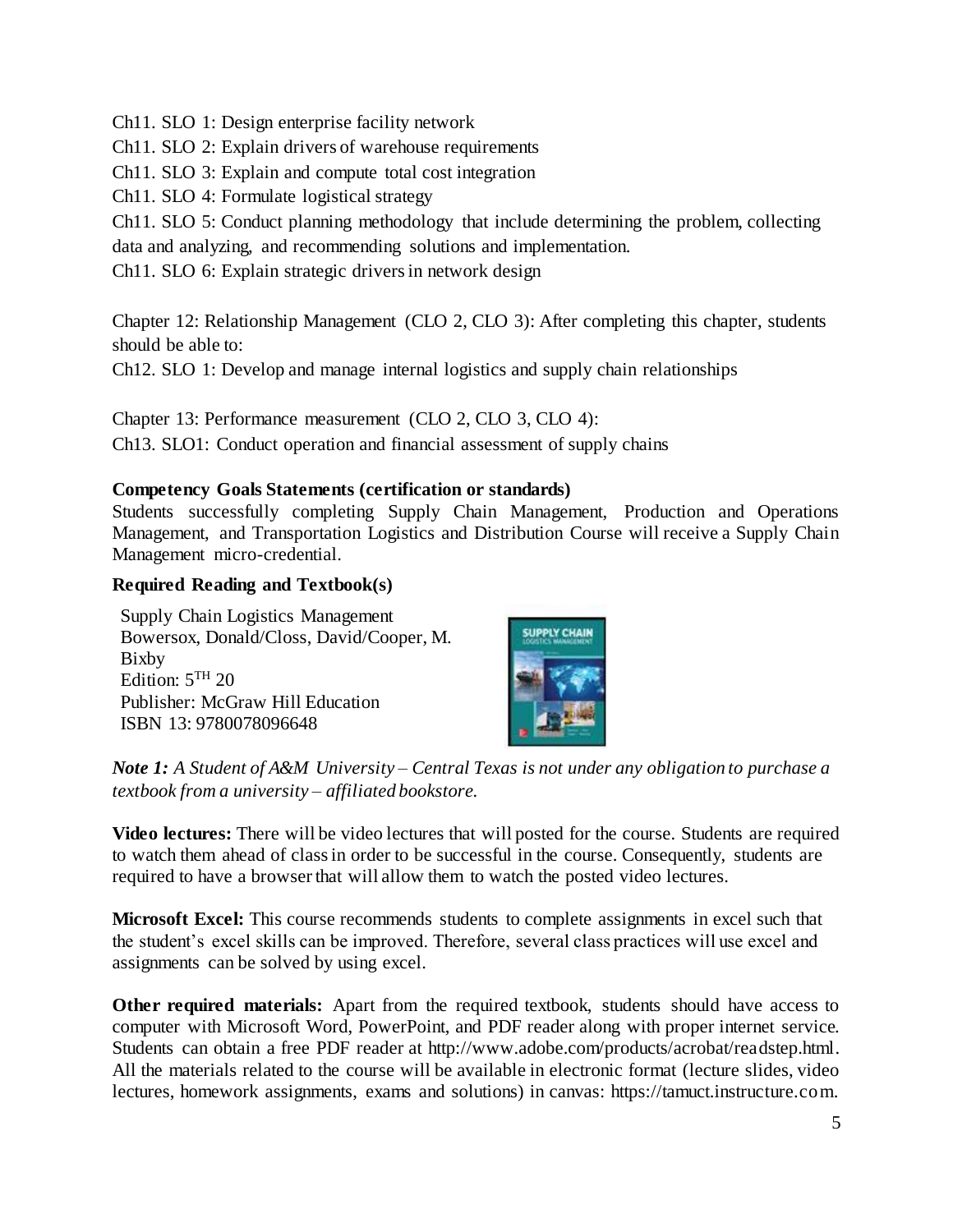Ch11. SLO 1: Design enterprise facility network

Ch11. SLO 2: Explain drivers of warehouse requirements

Ch11. SLO 3: Explain and compute total cost integration

Ch11. SLO 4: Formulate logistical strategy

Ch11. SLO 5: Conduct planning methodology that include determining the problem, collecting data and analyzing, and recommending solutions and implementation.

Ch11. SLO 6: Explain strategic drivers in network design

Chapter 12: Relationship Management (CLO 2, CLO 3): After completing this chapter, students should be able to:

Ch12. SLO 1: Develop and manage internal logistics and supply chain relationships

Chapter 13: Performance measurement (CLO 2, CLO 3, CLO 4):

Ch13. SLO1: Conduct operation and financial assessment of supply chains

**Competency Goals Statements (certification or standards)**

Students successfully completing Supply Chain Management, Production and Operations Management, and Transportation Logistics and Distribution Course will receive a Supply Chain Management micro-credential.

**Required Reading and Textbook(s)**

Supply Chain Logistics Management
Bowersox, Donald/Closs, David/Cooper, M. Bixby
Edition: 5TH 20
Publisher: McGraw Hill Education
ISBN 13: 9780078096648

***Note 1:*** *A Student of A&M University – Central Texas is not under any obligation to purchase a textbook from a university – affiliated bookstore.*

**Video lectures:** There will be video lectures that will posted for the course. Students are required to watch them ahead of class in order to be successful in the course. Consequently, students are required to have a browser that will allow them to watch the posted video lectures.

**Microsoft Excel:** This course recommends students to complete assignments in excel such that the student's excel skills can be improved. Therefore, several class practices will use excel and assignments can be solved by using excel.

**Other required materials:** Apart from the required textbook, students should have access to computer with Microsoft Word, PowerPoint, and PDF reader along with proper internet service. Students can obtain a free PDF reader at http://www.adobe.com/products/acrobat/readstep.html. All the materials related to the course will be available in electronic format (lecture slides, video lectures, homework assignments, exams and solutions) in canvas: https://tamuct.instructure.com.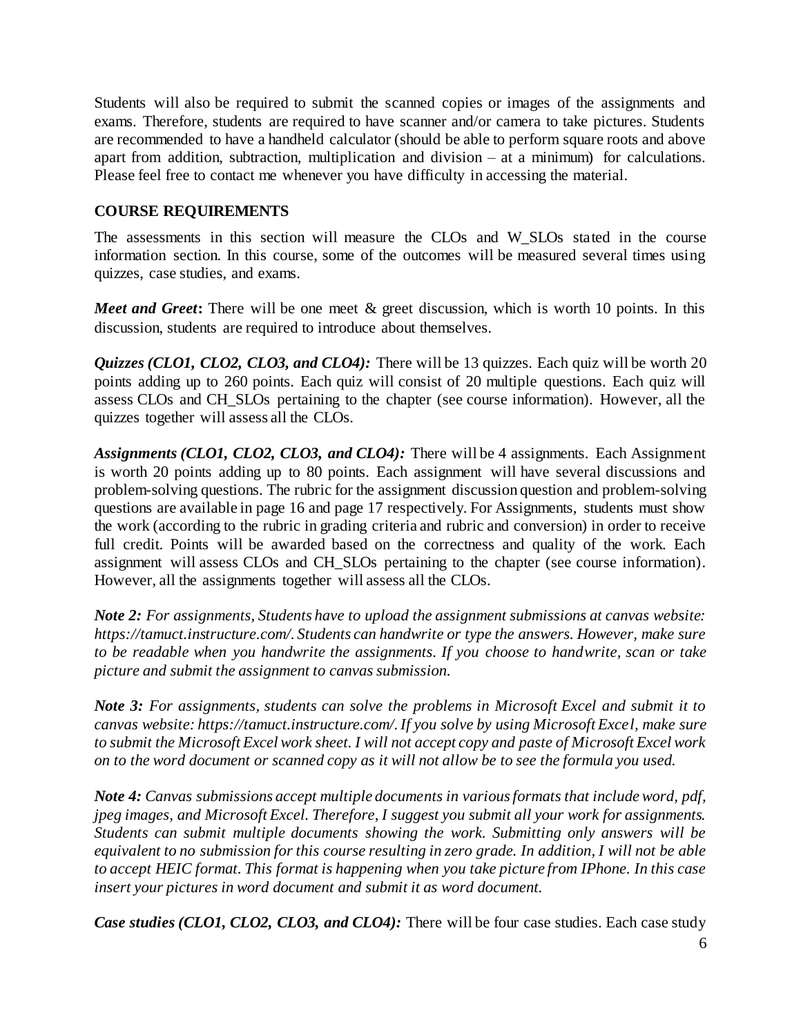Students will also be required to submit the scanned copies or images of the assignments and exams. Therefore, students are required to have scanner and/or camera to take pictures. Students are recommended to have a handheld calculator (should be able to perform square roots and above apart from addition, subtraction, multiplication and division – at a minimum) for calculations. Please feel free to contact me whenever you have difficulty in accessing the material.

## COURSE REQUIREMENTS

The assessments in this section will measure the CLOs and W_SLOs stated in the course information section. In this course, some of the outcomes will be measured several times using quizzes, case studies, and exams.

***Meet and Greet*:** There will be one meet & greet discussion, which is worth 10 points. In this discussion, students are required to introduce about themselves.

***Quizzes (CLO1, CLO2, CLO3, and CLO4):*** There will be 13 quizzes. Each quiz will be worth 20 points adding up to 260 points. Each quiz will consist of 20 multiple questions. Each quiz will assess CLOs and CH_SLOs pertaining to the chapter (see course information). However, all the quizzes together will assess all the CLOs.

***Assignments (CLO1, CLO2, CLO3, and CLO4):*** There will be 4 assignments. Each Assignment is worth 20 points adding up to 80 points. Each assignment will have several discussions and problem-solving questions. The rubric for the assignment discussion question and problem-solving questions are available in page 16 and page 17 respectively. For Assignments, students must show the work (according to the rubric in grading criteria and rubric and conversion) in order to receive full credit. Points will be awarded based on the correctness and quality of the work. Each assignment will assess CLOs and CH_SLOs pertaining to the chapter (see course information). However, all the assignments together will assess all the CLOs.

***Note 2:*** *For assignments, Students have to upload the assignment submissions at canvas website: https://tamuct.instructure.com/. Students can handwrite or type the answers. However, make sure to be readable when you handwrite the assignments. If you choose to handwrite, scan or take picture and submit the assignment to canvas submission.*

***Note 3:*** *For assignments, students can solve the problems in Microsoft Excel and submit it to canvas website: https://tamuct.instructure.com/. If you solve by using Microsoft Excel, make sure to submit the Microsoft Excel work sheet. I will not accept copy and paste of Microsoft Excel work on to the word document or scanned copy as it will not allow be to see the formula you used.*

***Note 4:*** *Canvas submissions accept multiple documents in various formats that include word, pdf, jpeg images, and Microsoft Excel. Therefore, I suggest you submit all your work for assignments. Students can submit multiple documents showing the work. Submitting only answers will be equivalent to no submission for this course resulting in zero grade. In addition, I will not be able to accept HEIC format. This format is happening when you take picture from IPhone. In this case insert your pictures in word document and submit it as word document.*

***Case studies (CLO1, CLO2, CLO3, and CLO4):*** There will be four case studies. Each case study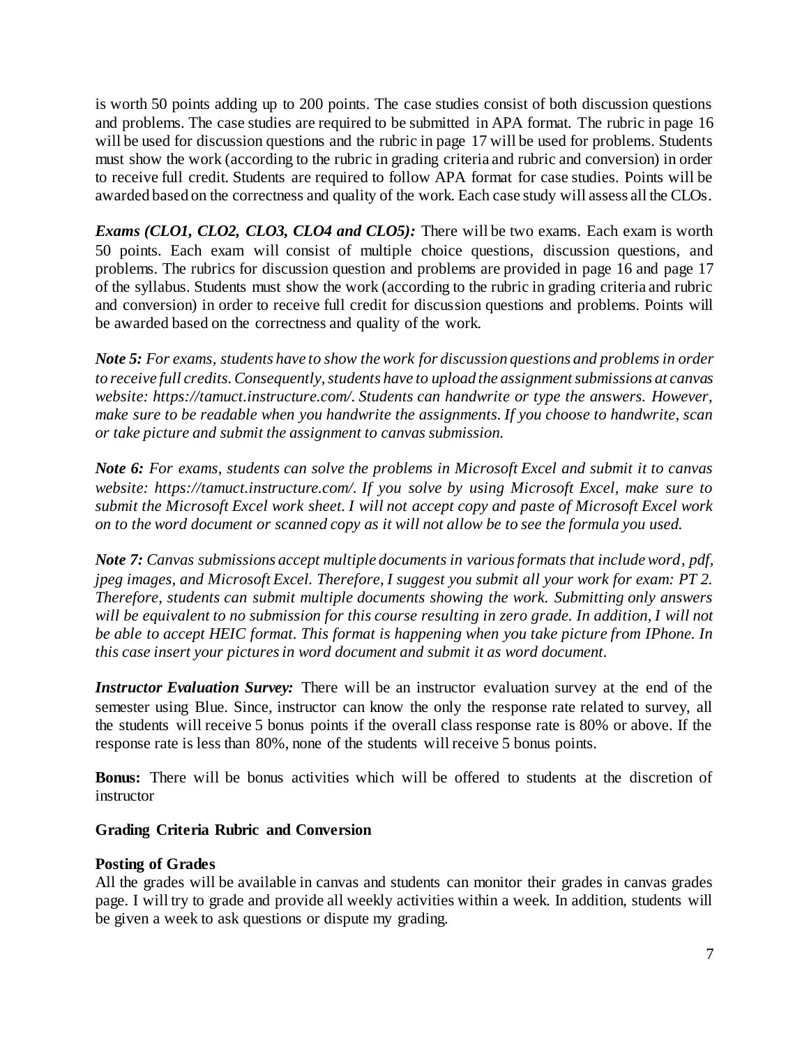is worth 50 points adding up to 200 points. The case studies consist of both discussion questions and problems. The case studies are required to be submitted in APA format. The rubric in page 16 will be used for discussion questions and the rubric in page 17 will be used for problems. Students must show the work (according to the rubric in grading criteria and rubric and conversion) in order to receive full credit. Students are required to follow APA format for case studies. Points will be awarded based on the correctness and quality of the work. Each case study will assess all the CLOs.

***Exams (CLO1, CLO2, CLO3, CLO4 and CLO5):*** There will be two exams. Each exam is worth 50 points. Each exam will consist of multiple choice questions, discussion questions, and problems. The rubrics for discussion question and problems are provided in page 16 and page 17 of the syllabus. Students must show the work (according to the rubric in grading criteria and rubric and conversion) in order to receive full credit for discussion questions and problems. Points will be awarded based on the correctness and quality of the work.

***Note 5:*** *For exams, students have to show the work for discussion questions and problems in order to receive full credits. Consequently, students have to upload the assignment submissions at canvas website: https://tamuct.instructure.com/. Students can handwrite or type the answers. However, make sure to be readable when you handwrite the assignments. If you choose to handwrite, scan or take picture and submit the assignment to canvas submission.*

***Note 6:*** *For exams, students can solve the problems in Microsoft Excel and submit it to canvas website: https://tamuct.instructure.com/. If you solve by using Microsoft Excel, make sure to submit the Microsoft Excel work sheet. I will not accept copy and paste of Microsoft Excel work on to the word document or scanned copy as it will not allow be to see the formula you used.*

***Note 7:*** *Canvas submissions accept multiple documents in various formats that include word, pdf, jpeg images, and Microsoft Excel. Therefore, I suggest you submit all your work for exam: PT 2. Therefore, students can submit multiple documents showing the work. Submitting only answers will be equivalent to no submission for this course resulting in zero grade. In addition, I will not be able to accept HEIC format. This format is happening when you take picture from IPhone. In this case insert your pictures in word document and submit it as word document.*

***Instructor Evaluation Survey:*** There will be an instructor evaluation survey at the end of the semester using Blue. Since, instructor can know the only the response rate related to survey, all the students will receive 5 bonus points if the overall class response rate is 80% or above. If the response rate is less than 80%, none of the students will receive 5 bonus points.

**Bonus:** There will be bonus activities which will be offered to students at the discretion of instructor

### Grading Criteria Rubric and Conversion

#### Posting of Grades

All the grades will be available in canvas and students can monitor their grades in canvas grades page. I will try to grade and provide all weekly activities within a week. In addition, students will be given a week to ask questions or dispute my grading.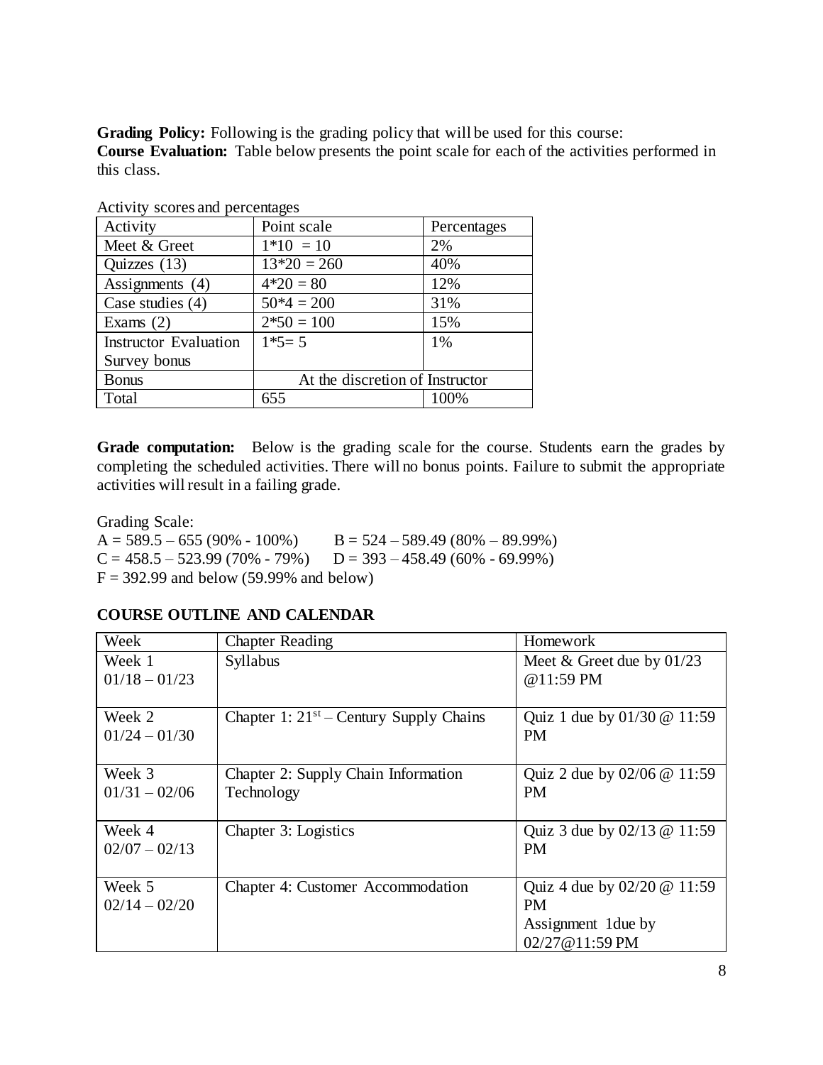**Grading Policy:** Following is the grading policy that will be used for this course:
**Course Evaluation:** Table below presents the point scale for each of the activities performed in this class.

Activity scores and percentages

| Activity | Point scale | Percentages |
|---|---|---|
| Meet & Greet | 1*10 = 10 | 2% |
| Quizzes (13) | 13*20 = 260 | 40% |
| Assignments (4) | 4*20 = 80 | 12% |
| Case studies (4) | 50*4 = 200 | 31% |
| Exams (2) | 2*50 = 100 | 15% |
| Instructor Evaluation Survey bonus | 1*5= 5 | 1% |
| Bonus | At the discretion of Instructor | |
| Total | 655 | 100% |

**Grade computation:** Below is the grading scale for the course. Students earn the grades by completing the scheduled activities. There will no bonus points. Failure to submit the appropriate activities will result in a failing grade.

Grading Scale:
A = 589.5 – 655 (90% - 100%) B = 524 – 589.49 (80% – 89.99%)
C = 458.5 – 523.99 (70% - 79%) D = 393 – 458.49 (60% - 69.99%)
F = 392.99 and below (59.99% and below)

## COURSE OUTLINE AND CALENDAR

| Week | Chapter Reading | Homework |
|---|---|---|
| Week 1<br>01/18 – 01/23 | Syllabus | Meet & Greet due by 01/23 @11:59 PM |
| Week 2<br>01/24 – 01/30 | Chapter 1: 21st – Century Supply Chains | Quiz 1 due by 01/30 @ 11:59 PM |
| Week 3<br>01/31 – 02/06 | Chapter 2: Supply Chain Information Technology | Quiz 2 due by 02/06 @ 11:59 PM |
| Week 4<br>02/07 – 02/13 | Chapter 3: Logistics | Quiz 3 due by 02/13 @ 11:59 PM |
| Week 5<br>02/14 – 02/20 | Chapter 4: Customer Accommodation | Quiz 4 due by 02/20 @ 11:59 PM<br>Assignment 1due by 02/27@11:59 PM |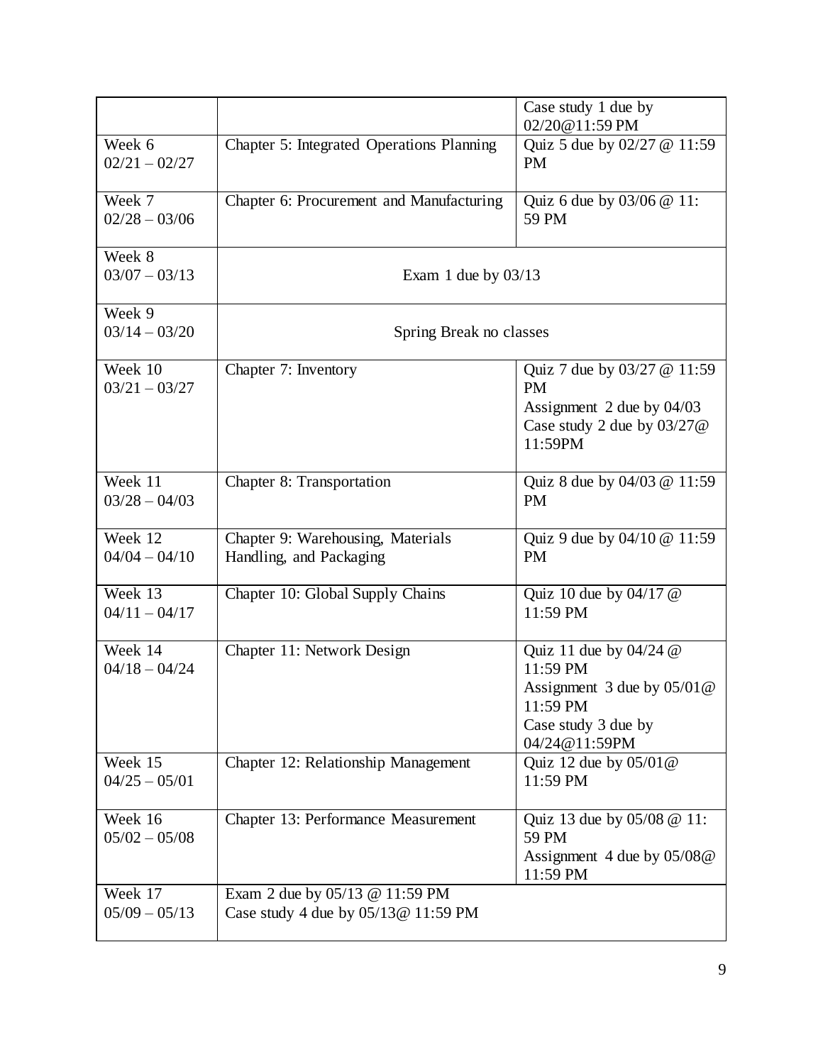| | | |
|---|---|---|
| | | Case study 1 due by 02/20@11:59 PM |
| Week 6<br>02/21 – 02/27 | Chapter 5: Integrated Operations Planning | Quiz 5 due by 02/27 @ 11:59 PM |
| Week 7<br>02/28 – 03/06 | Chapter 6: Procurement and Manufacturing | Quiz 6 due by 03/06 @ 11: 59 PM |
| Week 8<br>03/07 – 03/13 | Exam 1 due by 03/13 | |
| Week 9<br>03/14 – 03/20 | Spring Break no classes | |
| Week 10<br>03/21 – 03/27 | Chapter 7: Inventory | Quiz 7 due by 03/27 @ 11:59 PM<br>Assignment 2 due by 04/03<br>Case study 2 due by 03/27@ 11:59PM |
| Week 11<br>03/28 – 04/03 | Chapter 8: Transportation | Quiz 8 due by 04/03 @ 11:59 PM |
| Week 12<br>04/04 – 04/10 | Chapter 9: Warehousing, Materials Handling, and Packaging | Quiz 9 due by 04/10 @ 11:59 PM |
| Week 13<br>04/11 – 04/17 | Chapter 10: Global Supply Chains | Quiz 10 due by 04/17 @ 11:59 PM |
| Week 14<br>04/18 – 04/24 | Chapter 11: Network Design | Quiz 11 due by 04/24 @ 11:59 PM<br>Assignment 3 due by 05/01@ 11:59 PM<br>Case study 3 due by 04/24@11:59PM |
| Week 15<br>04/25 – 05/01 | Chapter 12: Relationship Management | Quiz 12 due by 05/01@ 11:59 PM |
| Week 16<br>05/02 – 05/08 | Chapter 13: Performance Measurement | Quiz 13 due by 05/08 @ 11: 59 PM<br>Assignment 4 due by 05/08@ 11:59 PM |
| Week 17<br>05/09 – 05/13 | Exam 2 due by 05/13 @ 11:59 PM<br>Case study 4 due by 05/13@ 11:59 PM | |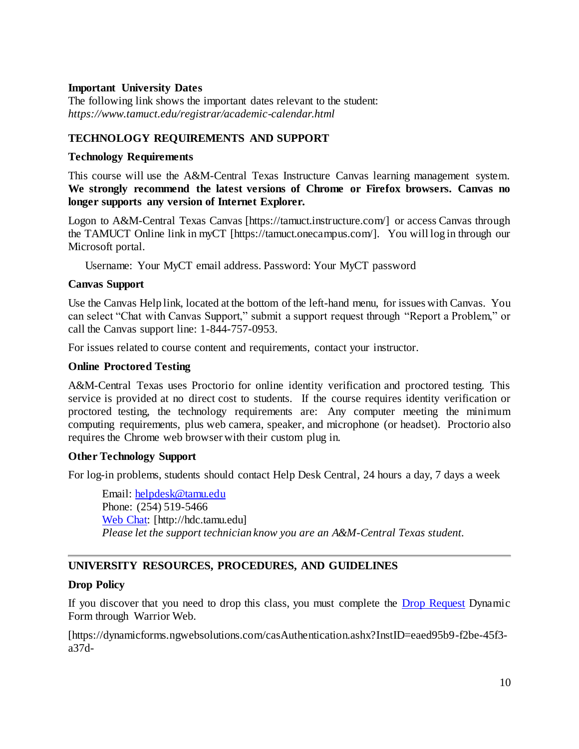**Important University Dates**

The following link shows the important dates relevant to the student:
*https://www.tamuct.edu/registrar/academic-calendar.html*

## TECHNOLOGY REQUIREMENTS AND SUPPORT

### Technology Requirements

This course will use the A&M-Central Texas Instructure Canvas learning management system. **We strongly recommend the latest versions of Chrome or Firefox browsers. Canvas no longer supports any version of Internet Explorer.**

Logon to A&M-Central Texas Canvas [https://tamuct.instructure.com/] or access Canvas through the TAMUCT Online link in myCT [https://tamuct.onecampus.com/]. You will log in through our Microsoft portal.

Username: Your MyCT email address. Password: Your MyCT password

### Canvas Support

Use the Canvas Help link, located at the bottom of the left-hand menu, for issues with Canvas. You can select "Chat with Canvas Support," submit a support request through "Report a Problem," or call the Canvas support line: 1-844-757-0953.

For issues related to course content and requirements, contact your instructor.

### Online Proctored Testing

A&M-Central Texas uses Proctorio for online identity verification and proctored testing. This service is provided at no direct cost to students. If the course requires identity verification or proctored testing, the technology requirements are: Any computer meeting the minimum computing requirements, plus web camera, speaker, and microphone (or headset). Proctorio also requires the Chrome web browser with their custom plug in.

### Other Technology Support

For log-in problems, students should contact Help Desk Central, 24 hours a day, 7 days a week

Email: helpdesk@tamu.edu
Phone: (254) 519-5466
Web Chat: [http://hdc.tamu.edu]
*Please let the support technician know you are an A&M-Central Texas student.*

---

## UNIVERSITY RESOURCES, PROCEDURES, AND GUIDELINES

### Drop Policy

If you discover that you need to drop this class, you must complete the Drop Request Dynamic Form through Warrior Web.

[https://dynamicforms.ngwebsolutions.com/casAuthentication.ashx?InstID=eaed95b9-f2be-45f3-a37d-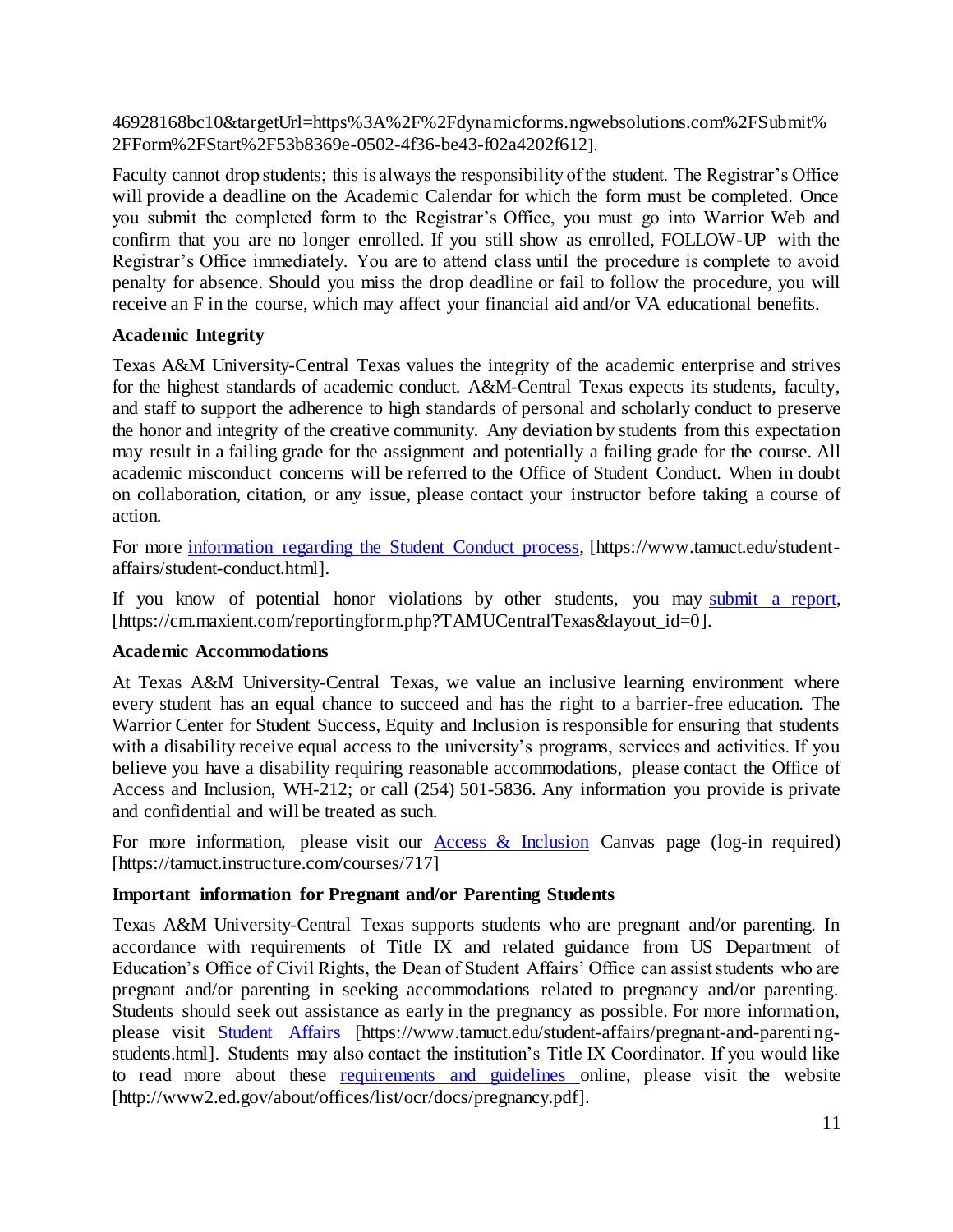46928168bc10&targetUrl=https%3A%2F%2Fdynamicforms.ngwebsolutions.com%2FSubmit%2FForm%2FStart%2F53b8369e-0502-4f36-be43-f02a4202f612].

Faculty cannot drop students; this is always the responsibility of the student. The Registrar's Office will provide a deadline on the Academic Calendar for which the form must be completed. Once you submit the completed form to the Registrar's Office, you must go into Warrior Web and confirm that you are no longer enrolled. If you still show as enrolled, FOLLOW-UP with the Registrar's Office immediately. You are to attend class until the procedure is complete to avoid penalty for absence. Should you miss the drop deadline or fail to follow the procedure, you will receive an F in the course, which may affect your financial aid and/or VA educational benefits.

**Academic Integrity**

Texas A&M University-Central Texas values the integrity of the academic enterprise and strives for the highest standards of academic conduct. A&M-Central Texas expects its students, faculty, and staff to support the adherence to high standards of personal and scholarly conduct to preserve the honor and integrity of the creative community. Any deviation by students from this expectation may result in a failing grade for the assignment and potentially a failing grade for the course. All academic misconduct concerns will be referred to the Office of Student Conduct. When in doubt on collaboration, citation, or any issue, please contact your instructor before taking a course of action.

For more information regarding the Student Conduct process, [https://www.tamuct.edu/student-affairs/student-conduct.html].

If you know of potential honor violations by other students, you may submit a report, [https://cm.maxient.com/reportingform.php?TAMUCentralTexas&layout_id=0].

**Academic Accommodations**

At Texas A&M University-Central Texas, we value an inclusive learning environment where every student has an equal chance to succeed and has the right to a barrier-free education. The Warrior Center for Student Success, Equity and Inclusion is responsible for ensuring that students with a disability receive equal access to the university's programs, services and activities. If you believe you have a disability requiring reasonable accommodations, please contact the Office of Access and Inclusion, WH-212; or call (254) 501-5836. Any information you provide is private and confidential and will be treated as such.

For more information, please visit our Access & Inclusion Canvas page (log-in required) [https://tamuct.instructure.com/courses/717]

**Important information for Pregnant and/or Parenting Students**

Texas A&M University-Central Texas supports students who are pregnant and/or parenting. In accordance with requirements of Title IX and related guidance from US Department of Education's Office of Civil Rights, the Dean of Student Affairs' Office can assist students who are pregnant and/or parenting in seeking accommodations related to pregnancy and/or parenting. Students should seek out assistance as early in the pregnancy as possible. For more information, please visit Student Affairs [https://www.tamuct.edu/student-affairs/pregnant-and-parenting-students.html]. Students may also contact the institution's Title IX Coordinator. If you would like to read more about these requirements and guidelines online, please visit the website [http://www2.ed.gov/about/offices/list/ocr/docs/pregnancy.pdf].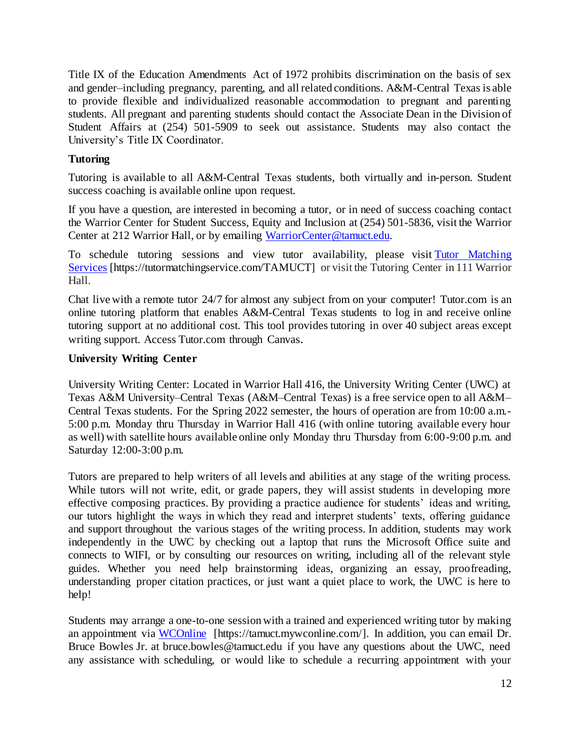Title IX of the Education Amendments Act of 1972 prohibits discrimination on the basis of sex and gender–including pregnancy, parenting, and all related conditions. A&M-Central Texas is able to provide flexible and individualized reasonable accommodation to pregnant and parenting students. All pregnant and parenting students should contact the Associate Dean in the Division of Student Affairs at (254) 501-5909 to seek out assistance. Students may also contact the University's Title IX Coordinator.

**Tutoring**

Tutoring is available to all A&M-Central Texas students, both virtually and in-person. Student success coaching is available online upon request.

If you have a question, are interested in becoming a tutor, or in need of success coaching contact the Warrior Center for Student Success, Equity and Inclusion at (254) 501-5836, visit the Warrior Center at 212 Warrior Hall, or by emailing [WarriorCenter@tamuct.edu](mailto:WarriorCenter@tamuct.edu).

To schedule tutoring sessions and view tutor availability, please visit [Tutor Matching Services](https://tutormatchingservice.com/TAMUCT) [https://tutormatchingservice.com/TAMUCT] or visit the Tutoring Center in 111 Warrior Hall.

Chat live with a remote tutor 24/7 for almost any subject from on your computer! Tutor.com is an online tutoring platform that enables A&M-Central Texas students to log in and receive online tutoring support at no additional cost. This tool provides tutoring in over 40 subject areas except writing support. Access Tutor.com through Canvas.

**University Writing Center**

University Writing Center: Located in Warrior Hall 416, the University Writing Center (UWC) at Texas A&M University–Central Texas (A&M–Central Texas) is a free service open to all A&M–Central Texas students. For the Spring 2022 semester, the hours of operation are from 10:00 a.m.-5:00 p.m. Monday thru Thursday in Warrior Hall 416 (with online tutoring available every hour as well) with satellite hours available online only Monday thru Thursday from 6:00-9:00 p.m. and Saturday 12:00-3:00 p.m.

Tutors are prepared to help writers of all levels and abilities at any stage of the writing process. While tutors will not write, edit, or grade papers, they will assist students in developing more effective composing practices. By providing a practice audience for students' ideas and writing, our tutors highlight the ways in which they read and interpret students' texts, offering guidance and support throughout the various stages of the writing process. In addition, students may work independently in the UWC by checking out a laptop that runs the Microsoft Office suite and connects to WIFI, or by consulting our resources on writing, including all of the relevant style guides. Whether you need help brainstorming ideas, organizing an essay, proofreading, understanding proper citation practices, or just want a quiet place to work, the UWC is here to help!

Students may arrange a one-to-one session with a trained and experienced writing tutor by making an appointment via [WCOnline](https://tamuct.mywconline.com/) [https://tamuct.mywconline.com/]. In addition, you can email Dr. Bruce Bowles Jr. at bruce.bowles@tamuct.edu if you have any questions about the UWC, need any assistance with scheduling, or would like to schedule a recurring appointment with your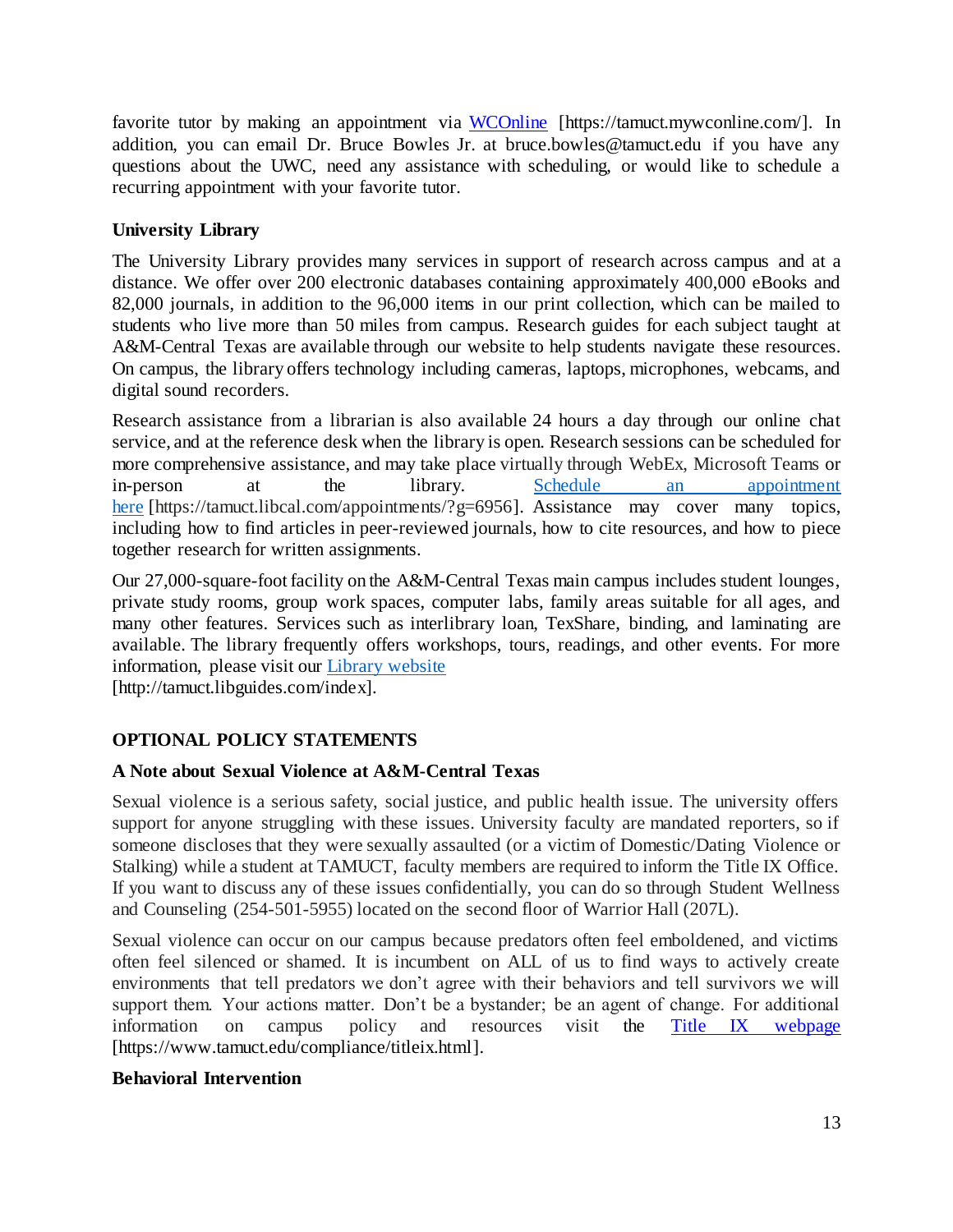favorite tutor by making an appointment via [WCOnline](https://tamuct.mywconline.com/) [https://tamuct.mywconline.com/]. In addition, you can email Dr. Bruce Bowles Jr. at bruce.bowles@tamuct.edu if you have any questions about the UWC, need any assistance with scheduling, or would like to schedule a recurring appointment with your favorite tutor.

### University Library

The University Library provides many services in support of research across campus and at a distance. We offer over 200 electronic databases containing approximately 400,000 eBooks and 82,000 journals, in addition to the 96,000 items in our print collection, which can be mailed to students who live more than 50 miles from campus. Research guides for each subject taught at A&M-Central Texas are available through our website to help students navigate these resources. On campus, the library offers technology including cameras, laptops, microphones, webcams, and digital sound recorders.

Research assistance from a librarian is also available 24 hours a day through our online chat service, and at the reference desk when the library is open. Research sessions can be scheduled for more comprehensive assistance, and may take place virtually through WebEx, Microsoft Teams or in-person at the library. [Schedule an appointment here](https://tamuct.libcal.com/appointments/?g=6956) [https://tamuct.libcal.com/appointments/?g=6956]. Assistance may cover many topics, including how to find articles in peer-reviewed journals, how to cite resources, and how to piece together research for written assignments.

Our 27,000-square-foot facility on the A&M-Central Texas main campus includes student lounges, private study rooms, group work spaces, computer labs, family areas suitable for all ages, and many other features. Services such as interlibrary loan, TexShare, binding, and laminating are available. The library frequently offers workshops, tours, readings, and other events. For more information, please visit our [Library website](http://tamuct.libguides.com/index)
[http://tamuct.libguides.com/index].

## OPTIONAL POLICY STATEMENTS

### A Note about Sexual Violence at A&M-Central Texas

Sexual violence is a serious safety, social justice, and public health issue. The university offers support for anyone struggling with these issues. University faculty are mandated reporters, so if someone discloses that they were sexually assaulted (or a victim of Domestic/Dating Violence or Stalking) while a student at TAMUCT, faculty members are required to inform the Title IX Office. If you want to discuss any of these issues confidentially, you can do so through Student Wellness and Counseling (254-501-5955) located on the second floor of Warrior Hall (207L).

Sexual violence can occur on our campus because predators often feel emboldened, and victims often feel silenced or shamed. It is incumbent on ALL of us to find ways to actively create environments that tell predators we don't agree with their behaviors and tell survivors we will support them. Your actions matter. Don't be a bystander; be an agent of change. For additional information on campus policy and resources visit the [Title IX webpage](https://www.tamuct.edu/compliance/titleix.html) [https://www.tamuct.edu/compliance/titleix.html].

### Behavioral Intervention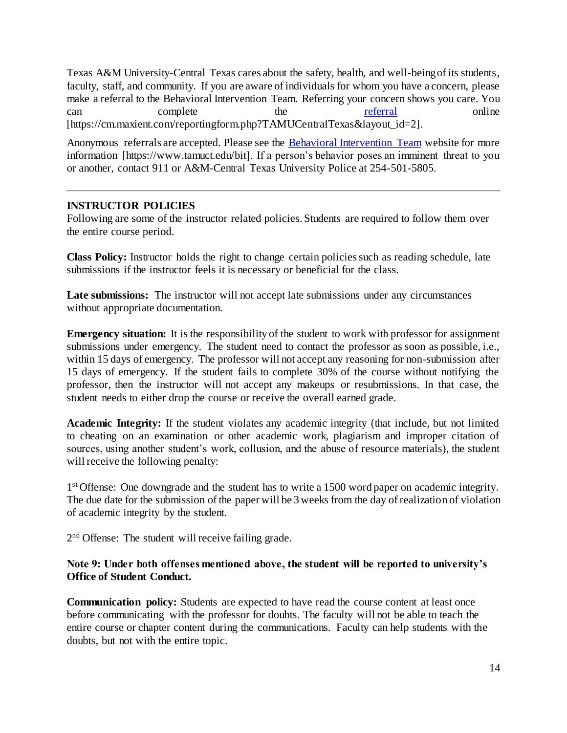Texas A&M University-Central Texas cares about the safety, health, and well-being of its students, faculty, staff, and community. If you are aware of individuals for whom you have a concern, please make a referral to the Behavioral Intervention Team. Referring your concern shows you care. You can complete the referral online [https://cm.maxient.com/reportingform.php?TAMUCentralTexas&layout_id=2].

Anonymous referrals are accepted. Please see the Behavioral Intervention Team website for more information [https://www.tamuct.edu/bit]. If a person's behavior poses an imminent threat to you or another, contact 911 or A&M-Central Texas University Police at 254-501-5805.

---

**INSTRUCTOR POLICIES**

Following are some of the instructor related policies. Students are required to follow them over the entire course period.

**Class Policy:** Instructor holds the right to change certain policies such as reading schedule, late submissions if the instructor feels it is necessary or beneficial for the class.

**Late submissions:** The instructor will not accept late submissions under any circumstances without appropriate documentation.

**Emergency situation:** It is the responsibility of the student to work with professor for assignment submissions under emergency. The student need to contact the professor as soon as possible, i.e., within 15 days of emergency. The professor will not accept any reasoning for non-submission after 15 days of emergency. If the student fails to complete 30% of the course without notifying the professor, then the instructor will not accept any makeups or resubmissions. In that case, the student needs to either drop the course or receive the overall earned grade.

**Academic Integrity:** If the student violates any academic integrity (that include, but not limited to cheating on an examination or other academic work, plagiarism and improper citation of sources, using another student's work, collusion, and the abuse of resource materials), the student will receive the following penalty:

1st Offense: One downgrade and the student has to write a 1500 word paper on academic integrity. The due date for the submission of the paper will be 3 weeks from the day of realization of violation of academic integrity by the student.

2nd Offense: The student will receive failing grade.

**Note 9: Under both offenses mentioned above, the student will be reported to university's Office of Student Conduct.**

**Communication policy:** Students are expected to have read the course content at least once before communicating with the professor for doubts. The faculty will not be able to teach the entire course or chapter content during the communications. Faculty can help students with the doubts, but not with the entire topic.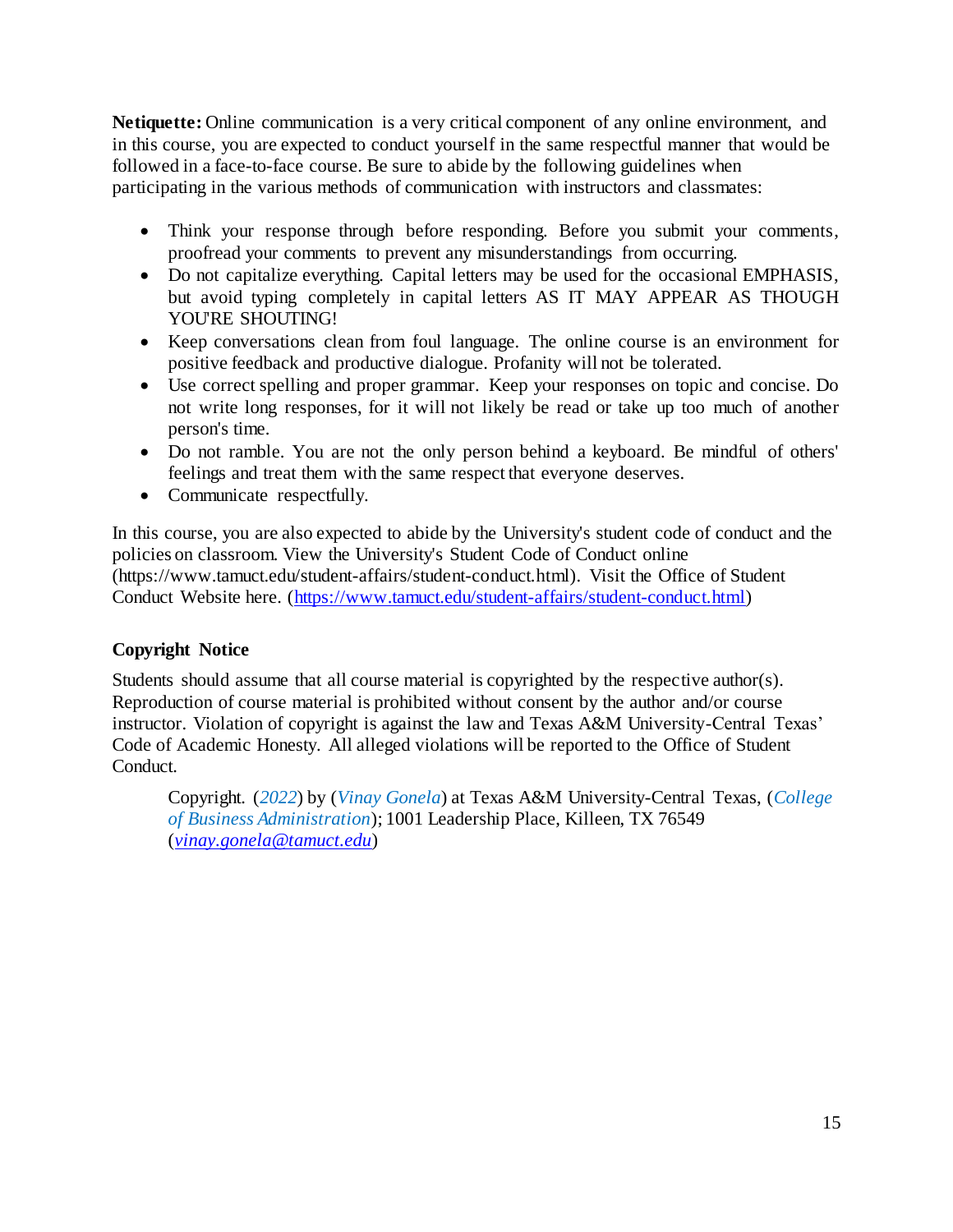**Netiquette:** Online communication is a very critical component of any online environment, and in this course, you are expected to conduct yourself in the same respectful manner that would be followed in a face-to-face course. Be sure to abide by the following guidelines when participating in the various methods of communication with instructors and classmates:

- Think your response through before responding. Before you submit your comments, proofread your comments to prevent any misunderstandings from occurring.
- Do not capitalize everything. Capital letters may be used for the occasional EMPHASIS, but avoid typing completely in capital letters AS IT MAY APPEAR AS THOUGH YOU'RE SHOUTING!
- Keep conversations clean from foul language. The online course is an environment for positive feedback and productive dialogue. Profanity will not be tolerated.
- Use correct spelling and proper grammar. Keep your responses on topic and concise. Do not write long responses, for it will not likely be read or take up too much of another person's time.
- Do not ramble. You are not the only person behind a keyboard. Be mindful of others' feelings and treat them with the same respect that everyone deserves.
- Communicate respectfully.

In this course, you are also expected to abide by the University's student code of conduct and the policies on classroom. View the University's Student Code of Conduct online (https://www.tamuct.edu/student-affairs/student-conduct.html). Visit the Office of Student Conduct Website here. ([https://www.tamuct.edu/student-affairs/student-conduct.html](https://www.tamuct.edu/student-affairs/student-conduct.html))

**Copyright Notice**

Students should assume that all course material is copyrighted by the respective author(s). Reproduction of course material is prohibited without consent by the author and/or course instructor. Violation of copyright is against the law and Texas A&M University-Central Texas' Code of Academic Honesty. All alleged violations will be reported to the Office of Student Conduct.

> Copyright. (*2022*) by (*Vinay Gonela*) at Texas A&M University-Central Texas, (*College of Business Administration*); 1001 Leadership Place, Killeen, TX 76549 (*[vinay.gonela@tamuct.edu](mailto:vinay.gonela@tamuct.edu)*)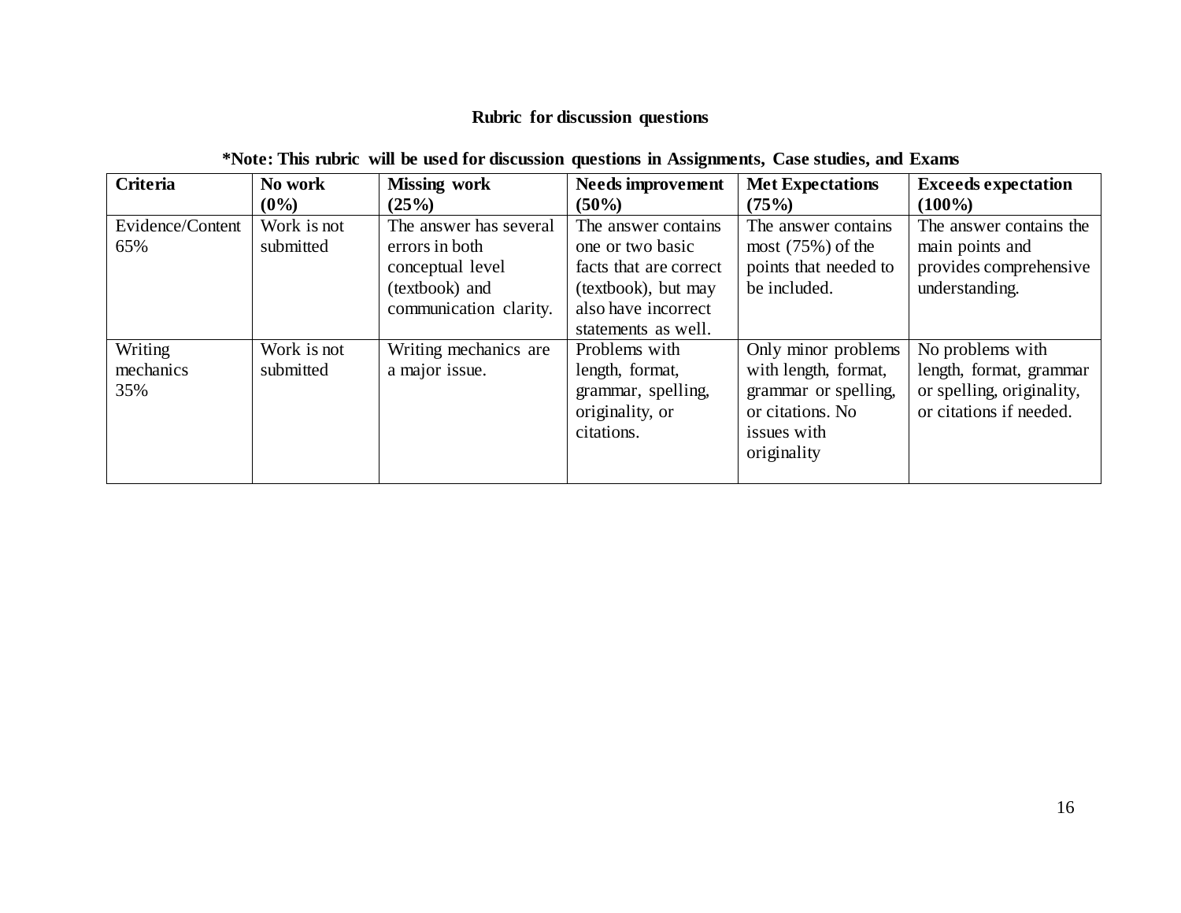**Rubric for discussion questions**

***Note: This rubric will be used for discussion questions in Assignments, Case studies, and Exams**

| **Criteria** | **No work (0%)** | **Missing work (25%)** | **Needs improvement (50%)** | **Met Expectations (75%)** | **Exceeds expectation (100%)** |
|---|---|---|---|---|---|
| Evidence/Content 65% | Work is not submitted | The answer has several errors in both conceptual level (textbook) and communication clarity. | The answer contains one or two basic facts that are correct (textbook), but may also have incorrect statements as well. | The answer contains most (75%) of the points that needed to be included. | The answer contains the main points and provides comprehensive understanding. |
| Writing mechanics 35% | Work is not submitted | Writing mechanics are a major issue. | Problems with length, format, grammar, spelling, originality, or citations. | Only minor problems with length, format, grammar or spelling, or citations. No issues with originality | No problems with length, format, grammar or spelling, originality, or citations if needed. |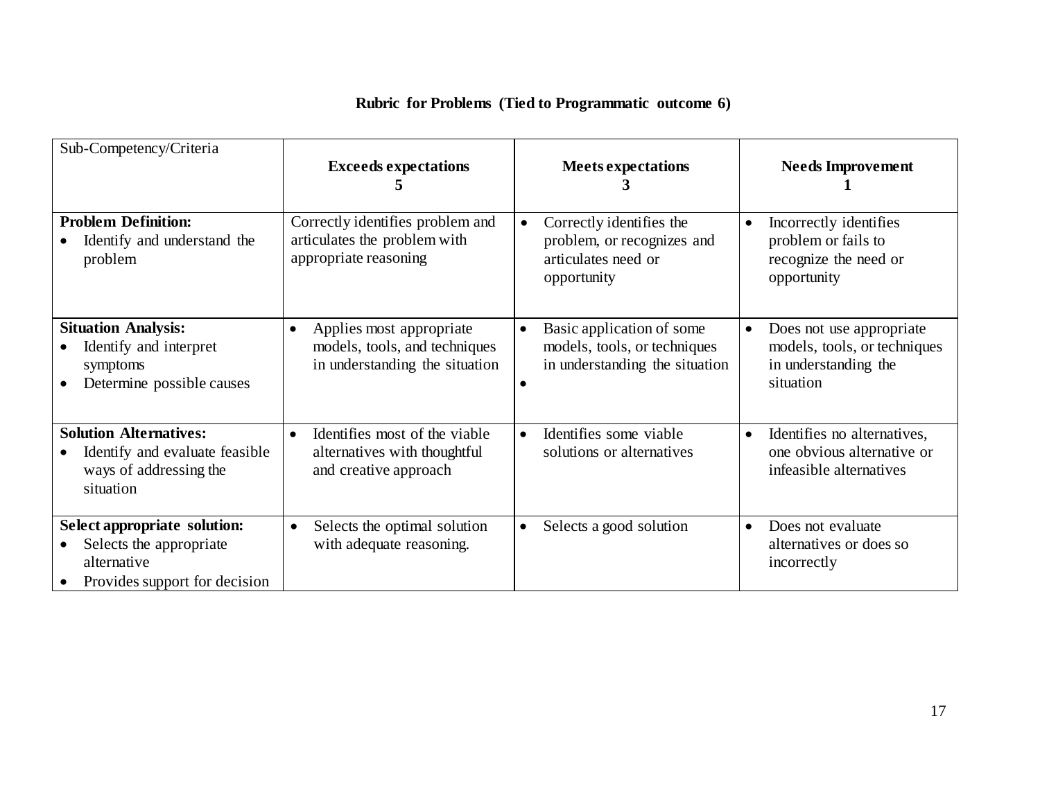**Rubric for Problems (Tied to Programmatic outcome 6)**

| Sub-Competency/Criteria | **Exceeds expectations** **5** | **Meets expectations** **3** | **Needs Improvement** **1** |
|---|---|---|---|
| **Problem Definition:**<br>• Identify and understand the problem | Correctly identifies problem and articulates the problem with appropriate reasoning | • Correctly identifies the problem, or recognizes and articulates need or opportunity | • Incorrectly identifies problem or fails to recognize the need or opportunity |
| **Situation Analysis:**<br>• Identify and interpret symptoms<br>• Determine possible causes | • Applies most appropriate models, tools, and techniques in understanding the situation | • Basic application of some models, tools, or techniques in understanding the situation<br>• | • Does not use appropriate models, tools, or techniques in understanding the situation |
| **Solution Alternatives:**<br>• Identify and evaluate feasible ways of addressing the situation | • Identifies most of the viable alternatives with thoughtful and creative approach | • Identifies some viable solutions or alternatives | • Identifies no alternatives, one obvious alternative or infeasible alternatives |
| **Select appropriate solution:**<br>• Selects the appropriate alternative<br>• Provides support for decision | • Selects the optimal solution with adequate reasoning. | • Selects a good solution | • Does not evaluate alternatives or does so incorrectly |